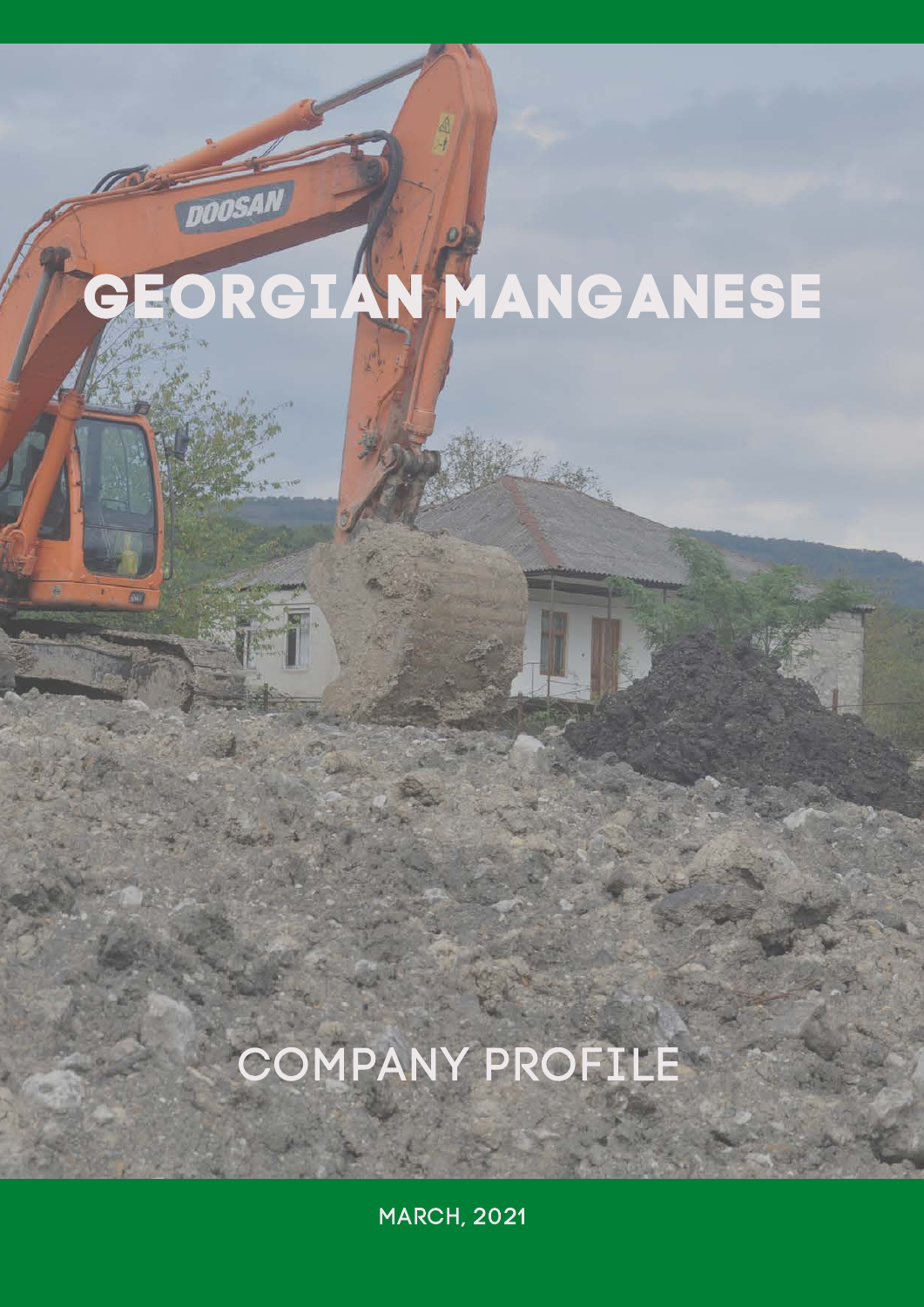# GEORGIAN MANGANESE

## COMPANY PROFILE

MARCH, 2021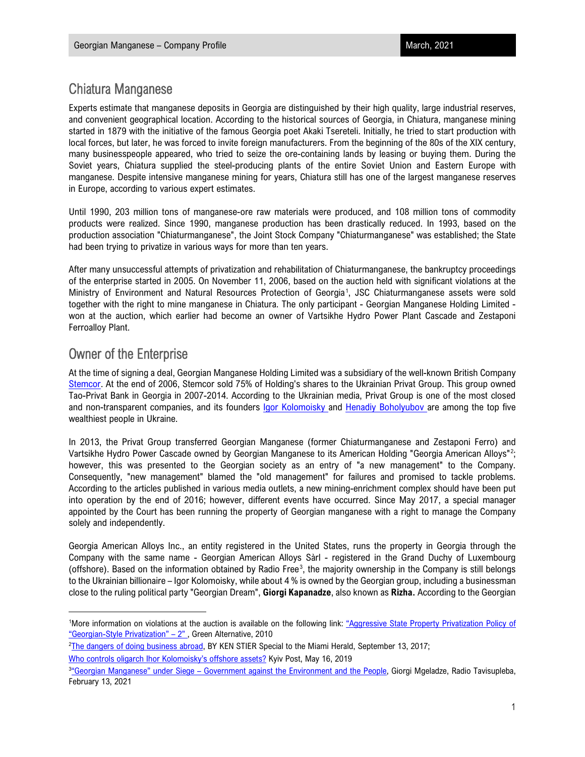## Chiatura Manganese

Experts estimate that manganese deposits in Georgia are distinguished by their high quality, large industrial reserves, and convenient geographical location. According to the historical sources of Georgia, in Chiatura, manganese mining started in 1879 with the initiative of the famous Georgia poet Akaki Tsereteli. Initially, he tried to start production with local forces, but later, he was forced to invite foreign manufacturers. From the beginning of the 80s of the XIX century, many businesspeople appeared, who tried to seize the ore-containing lands by leasing or buying them. During the Soviet years, Chiatura supplied the steel-producing plants of the entire Soviet Union and Eastern Europe with manganese. Despite intensive manganese mining for years, Chiatura still has one of the largest manganese reserves in Europe, according to various expert estimates.

Until 1990, 203 million tons of manganese-ore raw materials were produced, and 108 million tons of commodity products were realized. Since 1990, manganese production has been drastically reduced. In 1993, based on the production association "Chiaturmanganese", the Joint Stock Company "Chiaturmanganese" was established; the State had been trying to privatize in various ways for more than ten years.

After many unsuccessful attempts of privatization and rehabilitation of Chiaturmanganese, the bankruptcy proceedings of the enterprise started in 2005. On November 11, 2006, based on the auction held with significant violations at the Ministry of Environment and Natural Resources Protection of Georgia[1], JSC Chiaturmanganese assets were sold together with the right to mine manganese in Chiatura. The only participant - Georgian Manganese Holding Limited - won at the auction, which earlier had become an owner of Vartsikhe Hydro Power Plant Cascade and Zestaponi Ferroalloy Plant.

## Owner of the Enterprise

At the time of signing a deal, Georgian Manganese Holding Limited was a subsidiary of the well-known British Company Stemcor. At the end of 2006, Stemcor sold 75% of Holding's shares to the Ukrainian Privat Group. This group owned Tao-Privat Bank in Georgia in 2007-2014. According to the Ukrainian media, Privat Group is one of the most closed and non-transparent companies, and its founders Igor Kolomoisky and Henadiy Boholyubov are among the top five wealthiest people in Ukraine.

In 2013, the Privat Group transferred Georgian Manganese (former Chiaturmanganese and Zestaponi Ferro) and Vartsikhe Hydro Power Cascade owned by Georgian Manganese to its American Holding "Georgia American Alloys"[2]; however, this was presented to the Georgian society as an entry of "a new management" to the Company. Consequently, "new management" blamed the "old management" for failures and promised to tackle problems. According to the articles published in various media outlets, a new mining-enrichment complex should have been put into operation by the end of 2016; however, different events have occurred. Since May 2017, a special manager appointed by the Court has been running the property of Georgian manganese with a right to manage the Company solely and independently.

Georgia American Alloys Inc., an entity registered in the United States, runs the property in Georgia through the Company with the same name - Georgian American Alloys Sàrl - registered in the Grand Duchy of Luxembourg (offshore). Based on the information obtained by Radio Free[3], the majority ownership in the Company is still belongs to the Ukrainian billionaire – Igor Kolomoisky, while about 4 % is owned by the Georgian group, including a businessman close to the ruling political party "Georgian Dream", **Giorgi Kapanadze**, also known as **Rizha.** According to the Georgian

---

[1]More information on violations at the auction is available on the following link: "Aggressive State Property Privatization Policy of "Georgian-Style Privatization" – 2" , Green Alternative, 2010

[2]The dangers of doing business abroad, BY KEN STIER Special to the Miami Herald, September 13, 2017;

Who controls oligarch Ihor Kolomoisky's offshore assets? Kyiv Post, May 16, 2019

[3]"Georgian Manganese" under Siege – Government against the Environment and the People, Giorgi Mgeladze, Radio Tavisupleba, February 13, 2021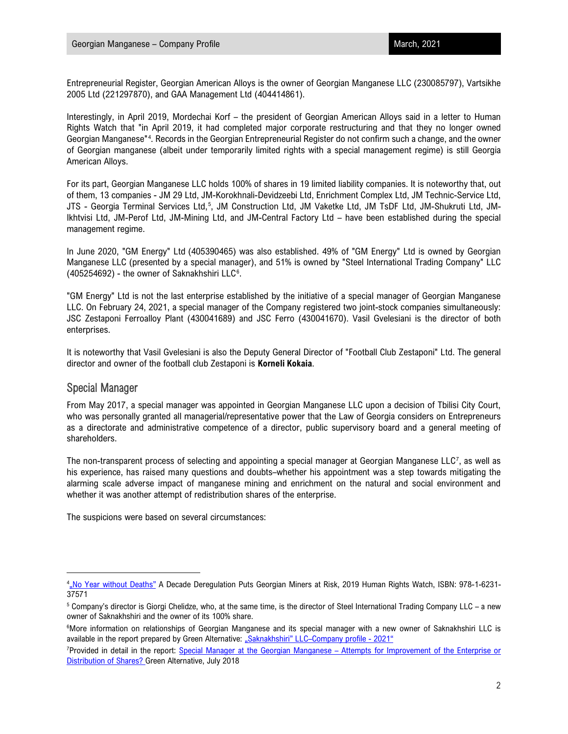Entrepreneurial Register, Georgian American Alloys is the owner of Georgian Manganese LLC (230085797), Vartsikhe 2005 Ltd (221297870), and GAA Management Ltd (404414861).

Interestingly, in April 2019, Mordechai Korf – the president of Georgian American Alloys said in a letter to Human Rights Watch that "in April 2019, it had completed major corporate restructuring and that they no longer owned Georgian Manganese"[4]. Records in the Georgian Entrepreneurial Register do not confirm such a change, and the owner of Georgian manganese (albeit under temporarily limited rights with a special management regime) is still Georgia American Alloys.

For its part, Georgian Manganese LLC holds 100% of shares in 19 limited liability companies. It is noteworthy that, out of them, 13 companies - JM 29 Ltd, JM-Korokhnali-Devidzeebi Ltd, Enrichment Complex Ltd, JM Technic-Service Ltd, JTS - Georgia Terminal Services Ltd,[5], JM Construction Ltd, JM Vaketke Ltd, JM TsDF Ltd, JM-Shukruti Ltd, JM-Ikhtvisi Ltd, JM-Perof Ltd, JM-Mining Ltd, and JM-Central Factory Ltd – have been established during the special management regime.

In June 2020, "GM Energy" Ltd (405390465) was also established. 49% of "GM Energy" Ltd is owned by Georgian Manganese LLC (presented by a special manager), and 51% is owned by "Steel International Trading Company" LLC (405254692) - the owner of Saknakhshiri LLC[6].

"GM Energy" Ltd is not the last enterprise established by the initiative of a special manager of Georgian Manganese LLC. On February 24, 2021, a special manager of the Company registered two joint-stock companies simultaneously: JSC Zestaponi Ferroalloy Plant (430041689) and JSC Ferro (430041670). Vasil Gvelesiani is the director of both enterprises.

It is noteworthy that Vasil Gvelesiani is also the Deputy General Director of "Football Club Zestaponi" Ltd. The general director and owner of the football club Zestaponi is **Korneli Kokaia**.

## Special Manager

From May 2017, a special manager was appointed in Georgian Manganese LLC upon a decision of Tbilisi City Court, who was personally granted all managerial/representative power that the Law of Georgia considers on Entrepreneurs as a directorate and administrative competence of a director, public supervisory board and a general meeting of shareholders.

The non-transparent process of selecting and appointing a special manager at Georgian Manganese LLC[7], as well as his experience, has raised many questions and doubts–whether his appointment was a step towards mitigating the alarming scale adverse impact of manganese mining and enrichment on the natural and social environment and whether it was another attempt of redistribution shares of the enterprise.

The suspicions were based on several circumstances:

---

[4] „No Year without Deaths" A Decade Deregulation Puts Georgian Miners at Risk, 2019 Human Rights Watch, ISBN: 978-1-6231-37571

[5] Company's director is Giorgi Chelidze, who, at the same time, is the director of Steel International Trading Company LLC – a new owner of Saknakhshiri and the owner of its 100% share.

[6] More information on relationships of Georgian Manganese and its special manager with a new owner of Saknakhshiri LLC is available in the report prepared by Green Alternative: „Saknakhshiri" LLC–Company profile - 2021"

[7] Provided in detail in the report: Special Manager at the Georgian Manganese – Attempts for Improvement of the Enterprise or Distribution of Shares? Green Alternative, July 2018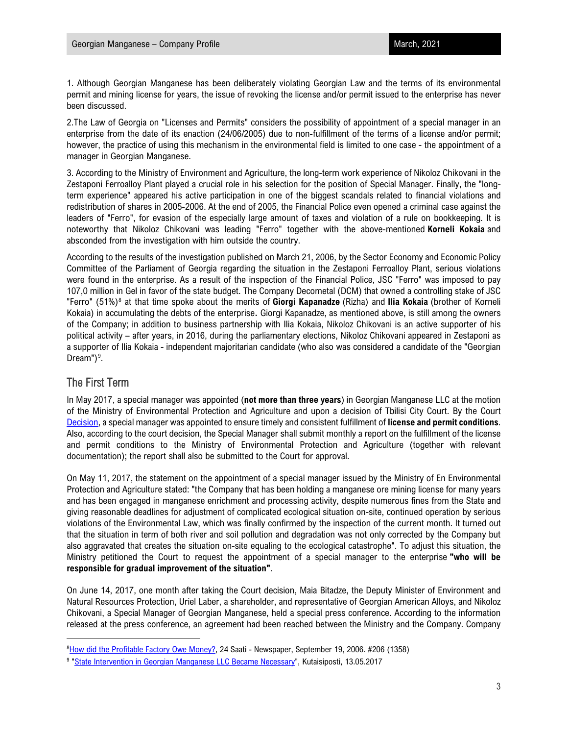1. Although Georgian Manganese has been deliberately violating Georgian Law and the terms of its environmental permit and mining license for years, the issue of revoking the license and/or permit issued to the enterprise has never been discussed.

2.The Law of Georgia on "Licenses and Permits" considers the possibility of appointment of a special manager in an enterprise from the date of its enaction (24/06/2005) due to non-fulfillment of the terms of a license and/or permit; however, the practice of using this mechanism in the environmental field is limited to one case - the appointment of a manager in Georgian Manganese.

3. According to the Ministry of Environment and Agriculture, the long-term work experience of Nikoloz Chikovani in the Zestaponi Ferroalloy Plant played a crucial role in his selection for the position of Special Manager. Finally, the "long-term experience" appeared his active participation in one of the biggest scandals related to financial violations and redistribution of shares in 2005-2006. At the end of 2005, the Financial Police even opened a criminal case against the leaders of "Ferro", for evasion of the especially large amount of taxes and violation of a rule on bookkeeping. It is noteworthy that Nikoloz Chikovani was leading "Ferro" together with the above-mentioned **Korneli Kokaia** and absconded from the investigation with him outside the country.

According to the results of the investigation published on March 21, 2006, by the Sector Economy and Economic Policy Committee of the Parliament of Georgia regarding the situation in the Zestaponi Ferroalloy Plant, serious violations were found in the enterprise. As a result of the inspection of the Financial Police, JSC "Ferro" was imposed to pay 107,0 million in Gel in favor of the state budget. The Company Decometal (DCM) that owned a controlling stake of JSC "Ferro" (51%)[8] at that time spoke about the merits of **Giorgi Kapanadze** (Rizha) and **Ilia Kokaia** (brother of Korneli Kokaia) in accumulating the debts of the enterprise**.** Giorgi Kapanadze, as mentioned above, is still among the owners of the Company; in addition to business partnership with Ilia Kokaia, Nikoloz Chikovani is an active supporter of his political activity – after years, in 2016, during the parliamentary elections, Nikoloz Chikovani appeared in Zestaponi as a supporter of Ilia Kokaia - independent majoritarian candidate (who also was considered a candidate of the "Georgian Dream")[9].

## The First Term

In May 2017, a special manager was appointed (**not more than three years**) in Georgian Manganese LLC at the motion of the Ministry of Environmental Protection and Agriculture and upon a decision of Tbilisi City Court. By the Court Decision, a special manager was appointed to ensure timely and consistent fulfillment of **license and permit conditions**. Also, according to the court decision, the Special Manager shall submit monthly a report on the fulfillment of the license and permit conditions to the Ministry of Environmental Protection and Agriculture (together with relevant documentation); the report shall also be submitted to the Court for approval.

On May 11, 2017, the statement on the appointment of a special manager issued by the Ministry of En Environmental Protection and Agriculture stated: "the Company that has been holding a manganese ore mining license for many years and has been engaged in manganese enrichment and processing activity, despite numerous fines from the State and giving reasonable deadlines for adjustment of complicated ecological situation on-site, continued operation by serious violations of the Environmental Law, which was finally confirmed by the inspection of the current month. It turned out that the situation in term of both river and soil pollution and degradation was not only corrected by the Company but also aggravated that creates the situation on-site equaling to the ecological catastrophe". To adjust this situation, the Ministry petitioned the Court to request the appointment of a special manager to the enterprise **"who will be responsible for gradual improvement of the situation"**.

On June 14, 2017, one month after taking the Court decision, Maia Bitadze, the Deputy Minister of Environment and Natural Resources Protection, Uriel Laber, a shareholder, and representative of Georgian American Alloys, and Nikoloz Chikovani, a Special Manager of Georgian Manganese, held a special press conference. According to the information released at the press conference, an agreement had been reached between the Ministry and the Company. Company

---

[8] How did the Profitable Factory Owe Money?, 24 Saati - Newspaper, September 19, 2006. #206 (1358)

[9] "State Intervention in Georgian Manganese LLC Became Necessary", Kutaisiposti, 13.05.2017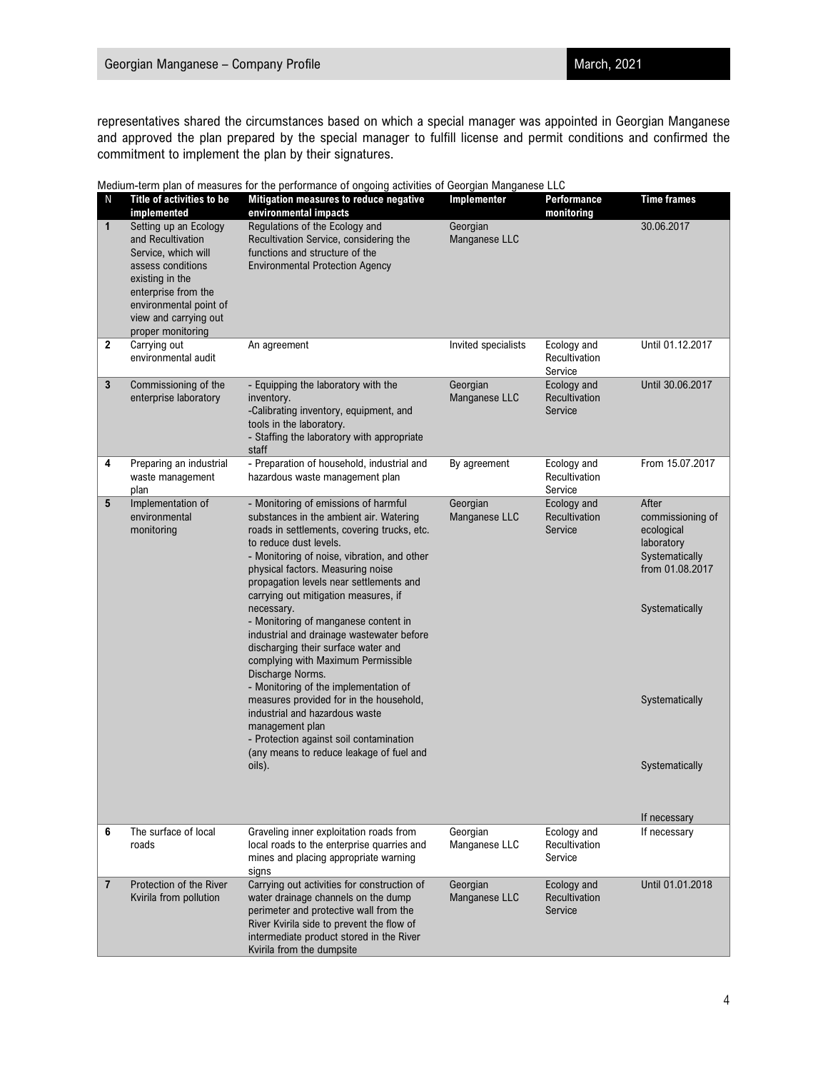representatives shared the circumstances based on which a special manager was appointed in Georgian Manganese and approved the plan prepared by the special manager to fulfill license and permit conditions and confirmed the commitment to implement the plan by their signatures.

Medium-term plan of measures for the performance of ongoing activities of Georgian Manganese LLC

| N | Title of activities to be implemented | Mitigation measures to reduce negative environmental impacts | Implementer | Performance monitoring | Time frames |
|---|---|---|---|---|---|
| 1 | Setting up an Ecology and Recultivation Service, which will assess conditions existing in the enterprise from the environmental point of view and carrying out proper monitoring | Regulations of the Ecology and Recultivation Service, considering the functions and structure of the Environmental Protection Agency | Georgian Manganese LLC | | 30.06.2017 |
| 2 | Carrying out environmental audit | An agreement | Invited specialists | Ecology and Recultivation Service | Until 01.12.2017 |
| 3 | Commissioning of the enterprise laboratory | - Equipping the laboratory with the inventory.<br>-Calibrating inventory, equipment, and tools in the laboratory.<br>- Staffing the laboratory with appropriate staff | Georgian Manganese LLC | Ecology and Recultivation Service | Until 30.06.2017 |
| 4 | Preparing an industrial waste management plan | - Preparation of household, industrial and hazardous waste management plan | By agreement | Ecology and Recultivation Service | From 15.07.2017 |
| 5 | Implementation of environmental monitoring | - Monitoring of emissions of harmful substances in the ambient air. Watering roads in settlements, covering trucks, etc. to reduce dust levels.<br>- Monitoring of noise, vibration, and other physical factors. Measuring noise propagation levels near settlements and carrying out mitigation measures, if necessary.<br>- Monitoring of manganese content in industrial and drainage wastewater before discharging their surface water and complying with Maximum Permissible Discharge Norms.<br>- Monitoring of the implementation of measures provided for in the household, industrial and hazardous waste management plan<br>- Protection against soil contamination (any means to reduce leakage of fuel and oils). | Georgian Manganese LLC | Ecology and Recultivation Service | After commissioning of ecological laboratory Systematically from 01.08.2017<br>Systematically<br>Systematically<br>Systematically<br>If necessary |
| 6 | The surface of local roads | Graveling inner exploitation roads from local roads to the enterprise quarries and mines and placing appropriate warning signs | Georgian Manganese LLC | Ecology and Recultivation Service | If necessary |
| 7 | Protection of the River Kvirila from pollution | Carrying out activities for construction of water drainage channels on the dump perimeter and protective wall from the River Kvirila side to prevent the flow of intermediate product stored in the River Kvirila from the dumpsite | Georgian Manganese LLC | Ecology and Recultivation Service | Until 01.01.2018 |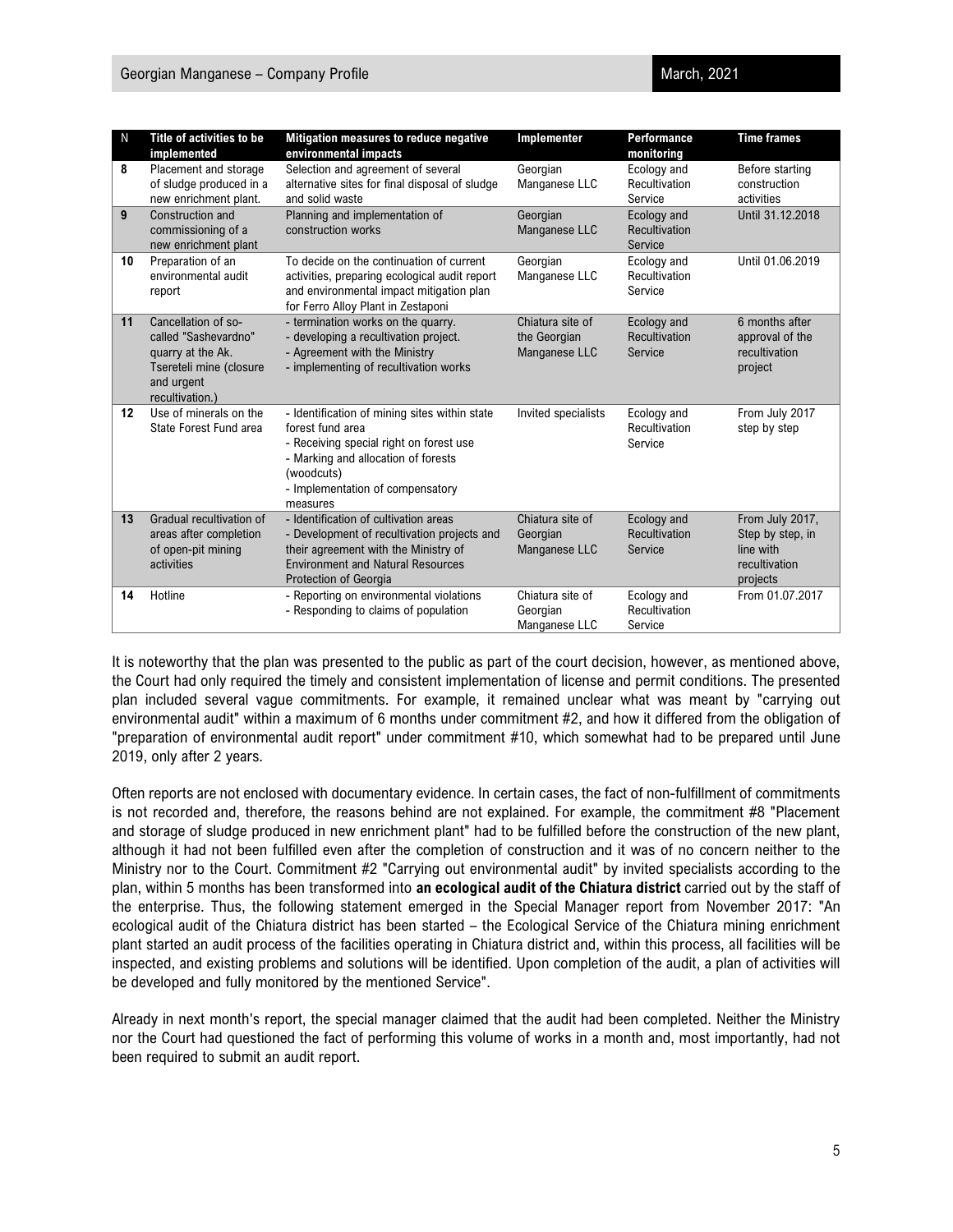| N | Title of activities to be implemented | Mitigation measures to reduce negative environmental impacts | Implementer | Performance monitoring | Time frames |
|---|---|---|---|---|---|
| 8 | Placement and storage of sludge produced in a new enrichment plant. | Selection and agreement of several alternative sites for final disposal of sludge and solid waste | Georgian Manganese LLC | Ecology and Recultivation Service | Before starting construction activities |
| 9 | Construction and commissioning of a new enrichment plant | Planning and implementation of construction works | Georgian Manganese LLC | Ecology and Recultivation Service | Until 31.12.2018 |
| 10 | Preparation of an environmental audit report | To decide on the continuation of current activities, preparing ecological audit report and environmental impact mitigation plan for Ferro Alloy Plant in Zestaponi | Georgian Manganese LLC | Ecology and Recultivation Service | Until 01.06.2019 |
| 11 | Cancellation of so-called "Sashevardno" quarry at the Ak. Tsereteli mine (closure and urgent recultivation.) | - termination works on the quarry.<br>- developing a recultivation project.<br>- Agreement with the Ministry<br>- implementing of recultivation works | Chiatura site of the Georgian Manganese LLC | Ecology and Recultivation Service | 6 months after approval of the recultivation project |
| 12 | Use of minerals on the State Forest Fund area | - Identification of mining sites within state forest fund area<br>- Receiving special right on forest use<br>- Marking and allocation of forests (woodcuts)<br>- Implementation of compensatory measures | Invited specialists | Ecology and Recultivation Service | From July 2017 step by step |
| 13 | Gradual recultivation of areas after completion of open-pit mining activities | - Identification of cultivation areas<br>- Development of recultivation projects and their agreement with the Ministry of Environment and Natural Resources Protection of Georgia | Chiatura site of Georgian Manganese LLC | Ecology and Recultivation Service | From July 2017, Step by step, in line with recultivation projects |
| 14 | Hotline | - Reporting on environmental violations<br>- Responding to claims of population | Chiatura site of Georgian Manganese LLC | Ecology and Recultivation Service | From 01.07.2017 |

It is noteworthy that the plan was presented to the public as part of the court decision, however, as mentioned above, the Court had only required the timely and consistent implementation of license and permit conditions. The presented plan included several vague commitments. For example, it remained unclear what was meant by "carrying out environmental audit" within a maximum of 6 months under commitment #2, and how it differed from the obligation of "preparation of environmental audit report" under commitment #10, which somewhat had to be prepared until June 2019, only after 2 years.

Often reports are not enclosed with documentary evidence. In certain cases, the fact of non-fulfillment of commitments is not recorded and, therefore, the reasons behind are not explained. For example, the commitment #8 "Placement and storage of sludge produced in new enrichment plant" had to be fulfilled before the construction of the new plant, although it had not been fulfilled even after the completion of construction and it was of no concern neither to the Ministry nor to the Court. Commitment #2 "Carrying out environmental audit" by invited specialists according to the plan, within 5 months has been transformed into **an ecological audit of the Chiatura district** carried out by the staff of the enterprise. Thus, the following statement emerged in the Special Manager report from November 2017: "An ecological audit of the Chiatura district has been started – the Ecological Service of the Chiatura mining enrichment plant started an audit process of the facilities operating in Chiatura district and, within this process, all facilities will be inspected, and existing problems and solutions will be identified. Upon completion of the audit, a plan of activities will be developed and fully monitored by the mentioned Service".

Already in next month's report, the special manager claimed that the audit had been completed. Neither the Ministry nor the Court had questioned the fact of performing this volume of works in a month and, most importantly, had not been required to submit an audit report.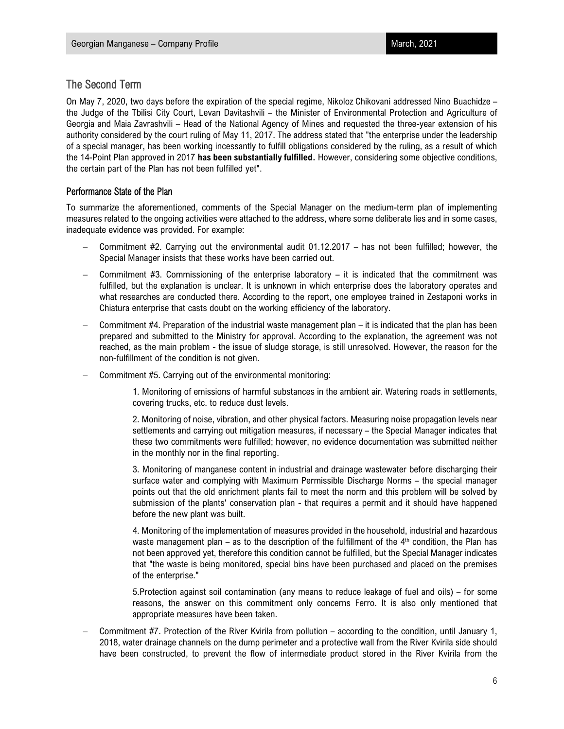## The Second Term

On May 7, 2020, two days before the expiration of the special regime, Nikoloz Chikovani addressed Nino Buachidze – the Judge of the Tbilisi City Court, Levan Davitashvili – the Minister of Environmental Protection and Agriculture of Georgia and Maia Zavrashvili – Head of the National Agency of Mines and requested the three-year extension of his authority considered by the court ruling of May 11, 2017. The address stated that "the enterprise under the leadership of a special manager, has been working incessantly to fulfill obligations considered by the ruling, as a result of which the 14-Point Plan approved in 2017 **has been substantially fulfilled.** However, considering some objective conditions, the certain part of the Plan has not been fulfilled yet".

### Performance State of the Plan

To summarize the aforementioned, comments of the Special Manager on the medium-term plan of implementing measures related to the ongoing activities were attached to the address, where some deliberate lies and in some cases, inadequate evidence was provided. For example:

- Commitment #2. Carrying out the environmental audit 01.12.2017 – has not been fulfilled; however, the Special Manager insists that these works have been carried out.
- Commitment #3. Commissioning of the enterprise laboratory – it is indicated that the commitment was fulfilled, but the explanation is unclear. It is unknown in which enterprise does the laboratory operates and what researches are conducted there. According to the report, one employee trained in Zestaponi works in Chiatura enterprise that casts doubt on the working efficiency of the laboratory.
- Commitment #4. Preparation of the industrial waste management plan – it is indicated that the plan has been prepared and submitted to the Ministry for approval. According to the explanation, the agreement was not reached, as the main problem - the issue of sludge storage, is still unresolved. However, the reason for the non-fulfillment of the condition is not given.
- Commitment #5. Carrying out of the environmental monitoring:

  1. Monitoring of emissions of harmful substances in the ambient air. Watering roads in settlements, covering trucks, etc. to reduce dust levels.

  2. Monitoring of noise, vibration, and other physical factors. Measuring noise propagation levels near settlements and carrying out mitigation measures, if necessary – the Special Manager indicates that these two commitments were fulfilled; however, no evidence documentation was submitted neither in the monthly nor in the final reporting.

  3. Monitoring of manganese content in industrial and drainage wastewater before discharging their surface water and complying with Maximum Permissible Discharge Norms – the special manager points out that the old enrichment plants fail to meet the norm and this problem will be solved by submission of the plants' conservation plan - that requires a permit and it should have happened before the new plant was built.

  4. Monitoring of the implementation of measures provided in the household, industrial and hazardous waste management plan – as to the description of the fulfillment of the 4th condition, the Plan has not been approved yet, therefore this condition cannot be fulfilled, but the Special Manager indicates that "the waste is being monitored, special bins have been purchased and placed on the premises of the enterprise."

  5. Protection against soil contamination (any means to reduce leakage of fuel and oils) – for some reasons, the answer on this commitment only concerns Ferro. It is also only mentioned that appropriate measures have been taken.

- Commitment #7. Protection of the River Kvirila from pollution – according to the condition, until January 1, 2018, water drainage channels on the dump perimeter and a protective wall from the River Kvirila side should have been constructed, to prevent the flow of intermediate product stored in the River Kvirila from the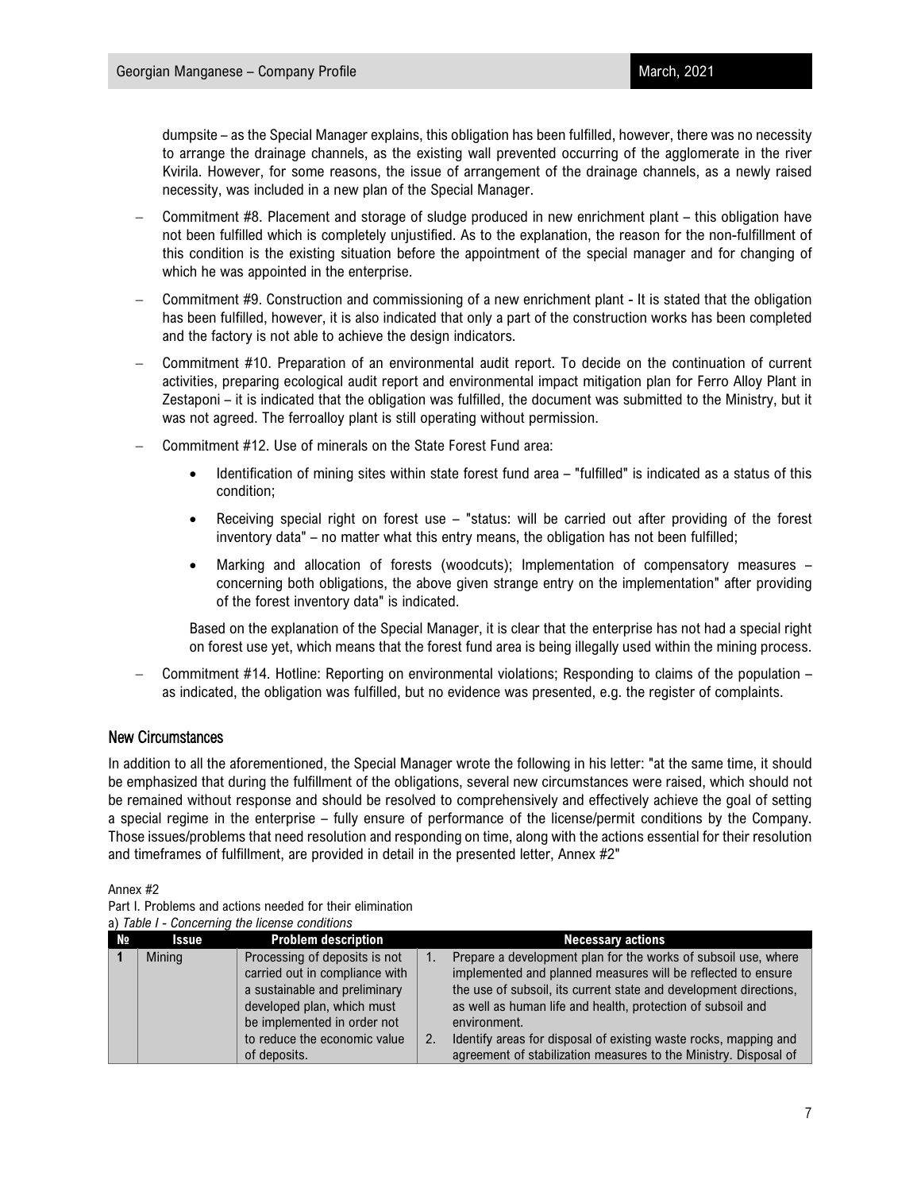dumpsite – as the Special Manager explains, this obligation has been fulfilled, however, there was no necessity to arrange the drainage channels, as the existing wall prevented occurring of the agglomerate in the river Kvirila. However, for some reasons, the issue of arrangement of the drainage channels, as a newly raised necessity, was included in a new plan of the Special Manager.

- Commitment #8. Placement and storage of sludge produced in new enrichment plant – this obligation have not been fulfilled which is completely unjustified. As to the explanation, the reason for the non-fulfillment of this condition is the existing situation before the appointment of the special manager and for changing of which he was appointed in the enterprise.
- Commitment #9. Construction and commissioning of a new enrichment plant - It is stated that the obligation has been fulfilled, however, it is also indicated that only a part of the construction works has been completed and the factory is not able to achieve the design indicators.
- Commitment #10. Preparation of an environmental audit report. To decide on the continuation of current activities, preparing ecological audit report and environmental impact mitigation plan for Ferro Alloy Plant in Zestaponi – it is indicated that the obligation was fulfilled, the document was submitted to the Ministry, but it was not agreed. The ferroalloy plant is still operating without permission.
- Commitment #12. Use of minerals on the State Forest Fund area:
    - Identification of mining sites within state forest fund area – "fulfilled" is indicated as a status of this condition;
    - Receiving special right on forest use – "status: will be carried out after providing of the forest inventory data" – no matter what this entry means, the obligation has not been fulfilled;
    - Marking and allocation of forests (woodcuts); Implementation of compensatory measures – concerning both obligations, the above given strange entry on the implementation" after providing of the forest inventory data" is indicated.

  Based on the explanation of the Special Manager, it is clear that the enterprise has not had a special right on forest use yet, which means that the forest fund area is being illegally used within the mining process.
- Commitment #14. Hotline: Reporting on environmental violations; Responding to claims of the population – as indicated, the obligation was fulfilled, but no evidence was presented, e.g. the register of complaints.

## New Circumstances

In addition to all the aforementioned, the Special Manager wrote the following in his letter: "at the same time, it should be emphasized that during the fulfillment of the obligations, several new circumstances were raised, which should not be remained without response and should be resolved to comprehensively and effectively achieve the goal of setting a special regime in the enterprise – fully ensure of performance of the license/permit conditions by the Company. Those issues/problems that need resolution and responding on time, along with the actions essential for their resolution and timeframes of fulfillment, are provided in detail in the presented letter, Annex #2"

Annex #2

Part I. Problems and actions needed for their elimination

a) *Table I - Concerning the license conditions*

| № | Issue | Problem description | Necessary actions |
|---|---|---|---|
| 1 | Mining | Processing of deposits is not carried out in compliance with a sustainable and preliminary developed plan, which must be implemented in order not to reduce the economic value of deposits. | 1. Prepare a development plan for the works of subsoil use, where implemented and planned measures will be reflected to ensure the use of subsoil, its current state and development directions, as well as human life and health, protection of subsoil and environment.<br>2. Identify areas for disposal of existing waste rocks, mapping and agreement of stabilization measures to the Ministry. Disposal of |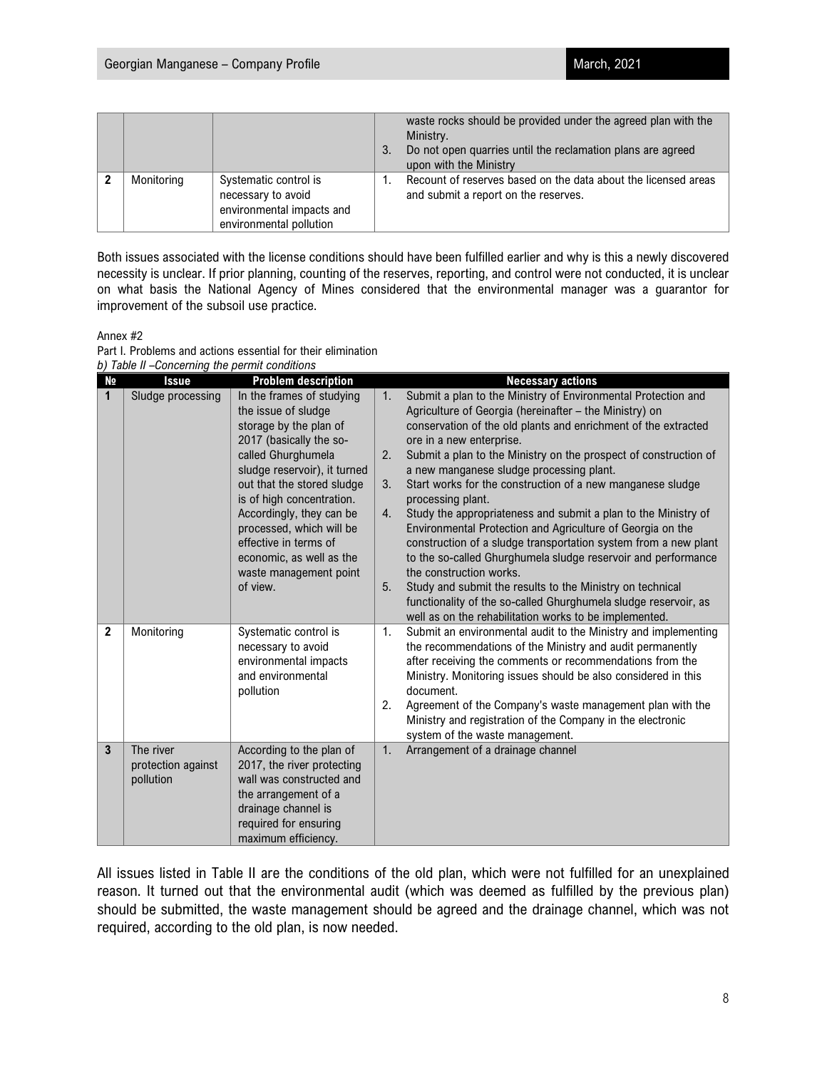| | | | waste rocks should be provided under the agreed plan with the Ministry.<br>3. Do not open quarries until the reclamation plans are agreed upon with the Ministry |
|---|---|---|---|
| 2 | Monitoring | Systematic control is necessary to avoid environmental impacts and environmental pollution | 1. Recount of reserves based on the data about the licensed areas and submit a report on the reserves. |

Both issues associated with the license conditions should have been fulfilled earlier and why is this a newly discovered necessity is unclear. If prior planning, counting of the reserves, reporting, and control were not conducted, it is unclear on what basis the National Agency of Mines considered that the environmental manager was a guarantor for improvement of the subsoil use practice.

Annex #2

Part I. Problems and actions essential for their elimination

*b) Table II –Concerning the permit conditions*

| № | Issue | Problem description | Necessary actions |
|---|---|---|---|
| 1 | Sludge processing | In the frames of studying the issue of sludge storage by the plan of 2017 (basically the so-called Ghurghumela sludge reservoir), it turned out that the stored sludge is of high concentration. Accordingly, they can be processed, which will be effective in terms of economic, as well as the waste management point of view. | 1. Submit a plan to the Ministry of Environmental Protection and Agriculture of Georgia (hereinafter – the Ministry) on conservation of the old plants and enrichment of the extracted ore in a new enterprise.<br>2. Submit a plan to the Ministry on the prospect of construction of a new manganese sludge processing plant.<br>3. Start works for the construction of a new manganese sludge processing plant.<br>4. Study the appropriateness and submit a plan to the Ministry of Environmental Protection and Agriculture of Georgia on the construction of a sludge transportation system from a new plant to the so-called Ghurghumela sludge reservoir and performance the construction works.<br>5. Study and submit the results to the Ministry on technical functionality of the so-called Ghurghumela sludge reservoir, as well as on the rehabilitation works to be implemented. |
| 2 | Monitoring | Systematic control is necessary to avoid environmental impacts and environmental pollution | 1. Submit an environmental audit to the Ministry and implementing the recommendations of the Ministry and audit permanently after receiving the comments or recommendations from the Ministry. Monitoring issues should be also considered in this document.<br>2. Agreement of the Company's waste management plan with the Ministry and registration of the Company in the electronic system of the waste management. |
| 3 | The river protection against pollution | According to the plan of 2017, the river protecting wall was constructed and the arrangement of a drainage channel is required for ensuring maximum efficiency. | 1. Arrangement of a drainage channel |

All issues listed in Table II are the conditions of the old plan, which were not fulfilled for an unexplained reason. It turned out that the environmental audit (which was deemed as fulfilled by the previous plan) should be submitted, the waste management should be agreed and the drainage channel, which was not required, according to the old plan, is now needed.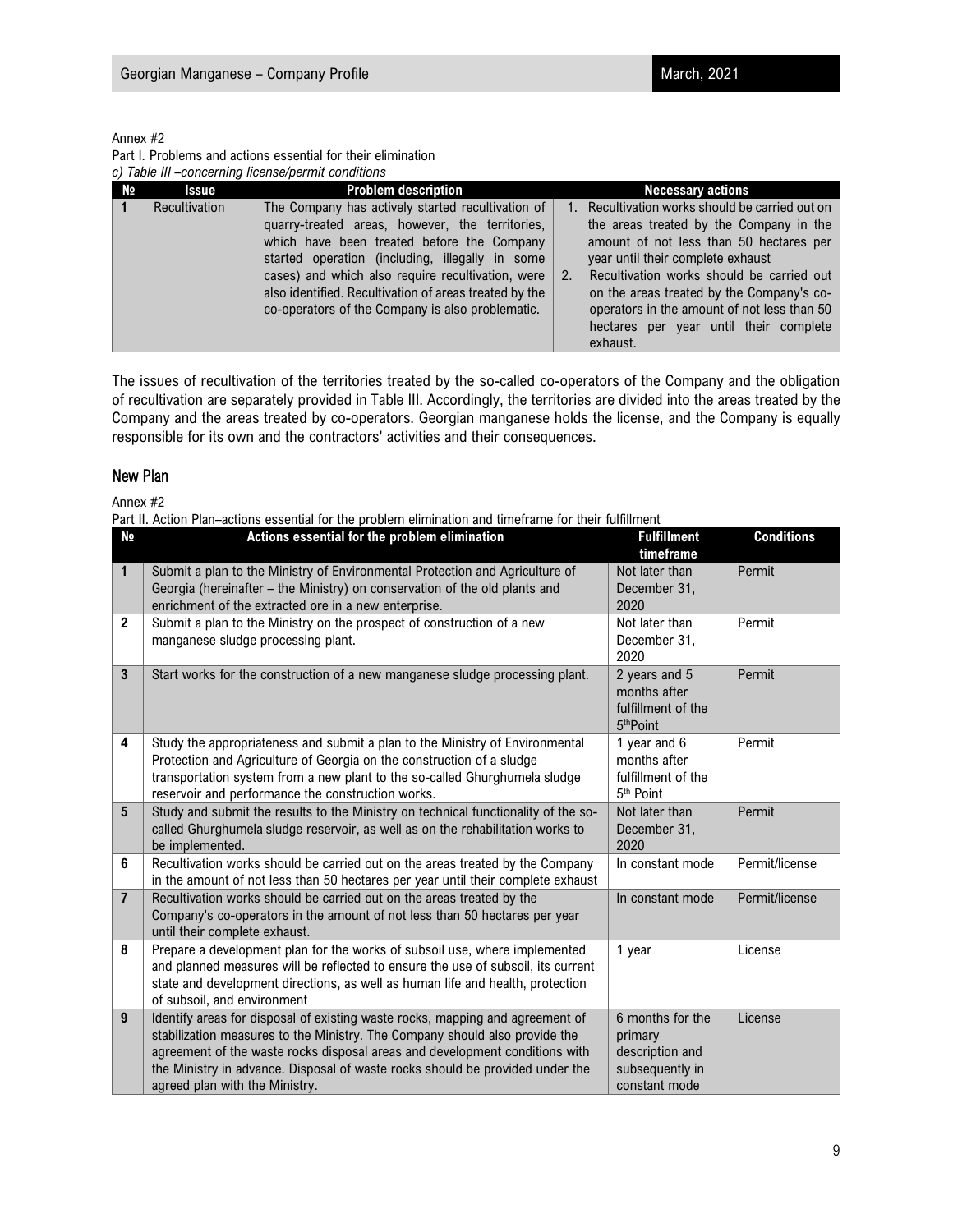Annex #2

Part I. Problems and actions essential for their elimination

*c) Table III –concerning license/permit conditions*

| № | Issue | Problem description | Necessary actions |
|---|---|---|---|
| 1 | Recultivation | The Company has actively started recultivation of quarry-treated areas, however, the territories, which have been treated before the Company started operation (including, illegally in some cases) and which also require recultivation, were also identified. Recultivation of areas treated by the co-operators of the Company is also problematic. | 1. Recultivation works should be carried out on the areas treated by the Company in the amount of not less than 50 hectares per year until their complete exhaust<br>2. Recultivation works should be carried out on the areas treated by the Company's co-operators in the amount of not less than 50 hectares per year until their complete exhaust. |

The issues of recultivation of the territories treated by the so-called co-operators of the Company and the obligation of recultivation are separately provided in Table III. Accordingly, the territories are divided into the areas treated by the Company and the areas treated by co-operators. Georgian manganese holds the license, and the Company is equally responsible for its own and the contractors' activities and their consequences.

## New Plan

Annex #2

Part II. Action Plan–actions essential for the problem elimination and timeframe for their fulfillment

| № | Actions essential for the problem elimination | Fulfillment timeframe | Conditions |
|---|---|---|---|
| 1 | Submit a plan to the Ministry of Environmental Protection and Agriculture of Georgia (hereinafter – the Ministry) on conservation of the old plants and enrichment of the extracted ore in a new enterprise. | Not later than December 31, 2020 | Permit |
| 2 | Submit a plan to the Ministry on the prospect of construction of a new manganese sludge processing plant. | Not later than December 31, 2020 | Permit |
| 3 | Start works for the construction of a new manganese sludge processing plant. | 2 years and 5 months after fulfillment of the 5thPoint | Permit |
| 4 | Study the appropriateness and submit a plan to the Ministry of Environmental Protection and Agriculture of Georgia on the construction of a sludge transportation system from a new plant to the so-called Ghurghumela sludge reservoir and performance the construction works. | 1 year and 6 months after fulfillment of the 5th Point | Permit |
| 5 | Study and submit the results to the Ministry on technical functionality of the so-called Ghurghumela sludge reservoir, as well as on the rehabilitation works to be implemented. | Not later than December 31, 2020 | Permit |
| 6 | Recultivation works should be carried out on the areas treated by the Company in the amount of not less than 50 hectares per year until their complete exhaust | In constant mode | Permit/license |
| 7 | Recultivation works should be carried out on the areas treated by the Company's co-operators in the amount of not less than 50 hectares per year until their complete exhaust. | In constant mode | Permit/license |
| 8 | Prepare a development plan for the works of subsoil use, where implemented and planned measures will be reflected to ensure the use of subsoil, its current state and development directions, as well as human life and health, protection of subsoil, and environment | 1 year | License |
| 9 | Identify areas for disposal of existing waste rocks, mapping and agreement of stabilization measures to the Ministry. The Company should also provide the agreement of the waste rocks disposal areas and development conditions with the Ministry in advance. Disposal of waste rocks should be provided under the agreed plan with the Ministry. | 6 months for the primary description and subsequently in constant mode | License |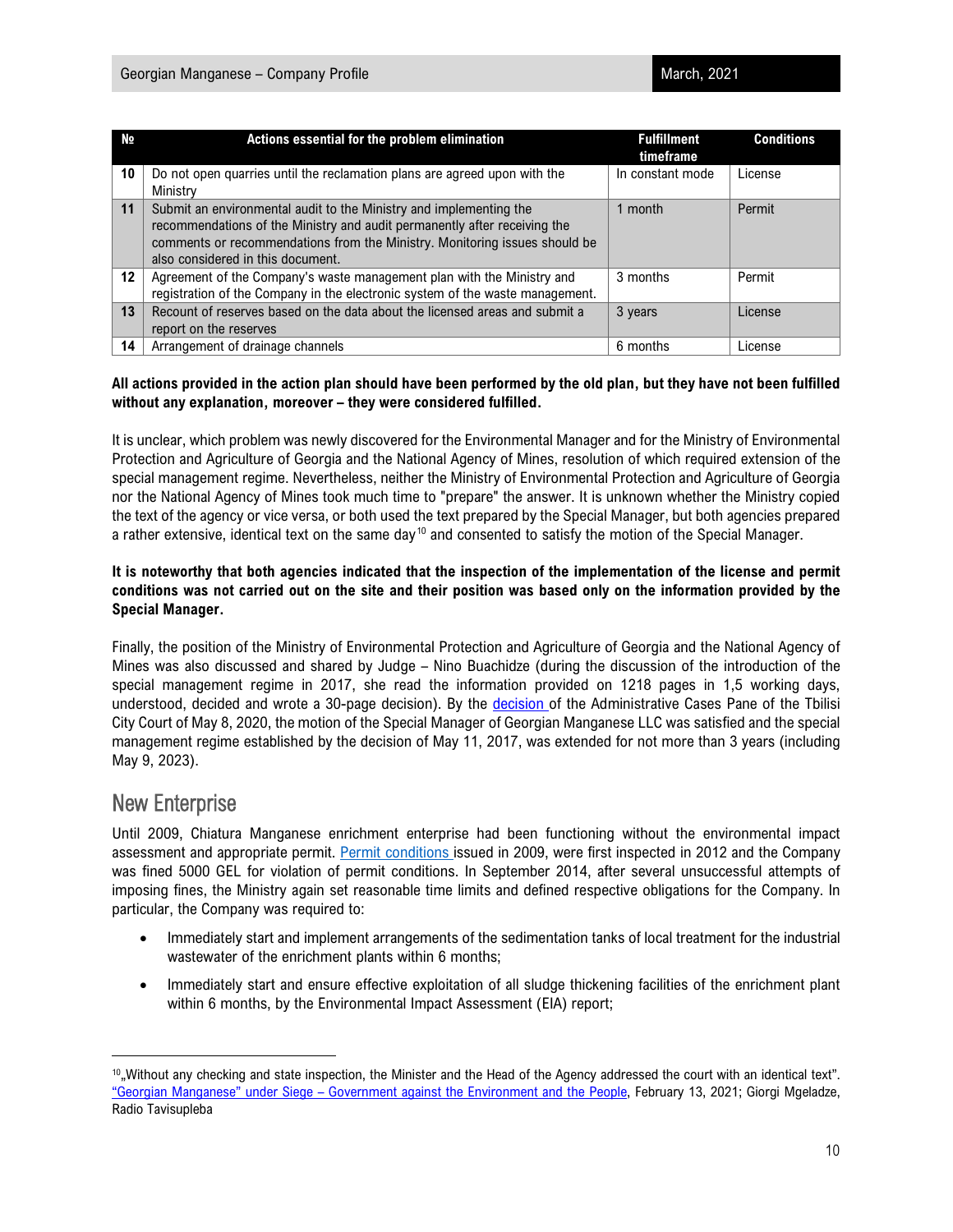| № | Actions essential for the problem elimination | Fulfillment timeframe | Conditions |
|---|---|---|---|
| 10 | Do not open quarries until the reclamation plans are agreed upon with the Ministry | In constant mode | License |
| 11 | Submit an environmental audit to the Ministry and implementing the recommendations of the Ministry and audit permanently after receiving the comments or recommendations from the Ministry. Monitoring issues should be also considered in this document. | 1 month | Permit |
| 12 | Agreement of the Company's waste management plan with the Ministry and registration of the Company in the electronic system of the waste management. | 3 months | Permit |
| 13 | Recount of reserves based on the data about the licensed areas and submit a report on the reserves | 3 years | License |
| 14 | Arrangement of drainage channels | 6 months | License |

**All actions provided in the action plan should have been performed by the old plan, but they have not been fulfilled without any explanation, moreover – they were considered fulfilled.**

It is unclear, which problem was newly discovered for the Environmental Manager and for the Ministry of Environmental Protection and Agriculture of Georgia and the National Agency of Mines, resolution of which required extension of the special management regime. Nevertheless, neither the Ministry of Environmental Protection and Agriculture of Georgia nor the National Agency of Mines took much time to "prepare" the answer. It is unknown whether the Ministry copied the text of the agency or vice versa, or both used the text prepared by the Special Manager, but both agencies prepared a rather extensive, identical text on the same day[10] and consented to satisfy the motion of the Special Manager.

**It is noteworthy that both agencies indicated that the inspection of the implementation of the license and permit conditions was not carried out on the site and their position was based only on the information provided by the Special Manager.**

Finally, the position of the Ministry of Environmental Protection and Agriculture of Georgia and the National Agency of Mines was also discussed and shared by Judge – Nino Buachidze (during the discussion of the introduction of the special management regime in 2017, she read the information provided on 1218 pages in 1,5 working days, understood, decided and wrote a 30-page decision). By the decision of the Administrative Cases Pane of the Tbilisi City Court of May 8, 2020, the motion of the Special Manager of Georgian Manganese LLC was satisfied and the special management regime established by the decision of May 11, 2017, was extended for not more than 3 years (including May 9, 2023).

## New Enterprise

Until 2009, Chiatura Manganese enrichment enterprise had been functioning without the environmental impact assessment and appropriate permit. Permit conditions issued in 2009, were first inspected in 2012 and the Company was fined 5000 GEL for violation of permit conditions. In September 2014, after several unsuccessful attempts of imposing fines, the Ministry again set reasonable time limits and defined respective obligations for the Company. In particular, the Company was required to:

- Immediately start and implement arrangements of the sedimentation tanks of local treatment for the industrial wastewater of the enrichment plants within 6 months;
- Immediately start and ensure effective exploitation of all sludge thickening facilities of the enrichment plant within 6 months, by the Environmental Impact Assessment (EIA) report;

---

[10] „Without any checking and state inspection, the Minister and the Head of the Agency addressed the court with an identical text". "Georgian Manganese" under Siege – Government against the Environment and the People, February 13, 2021; Giorgi Mgeladze, Radio Tavisupleba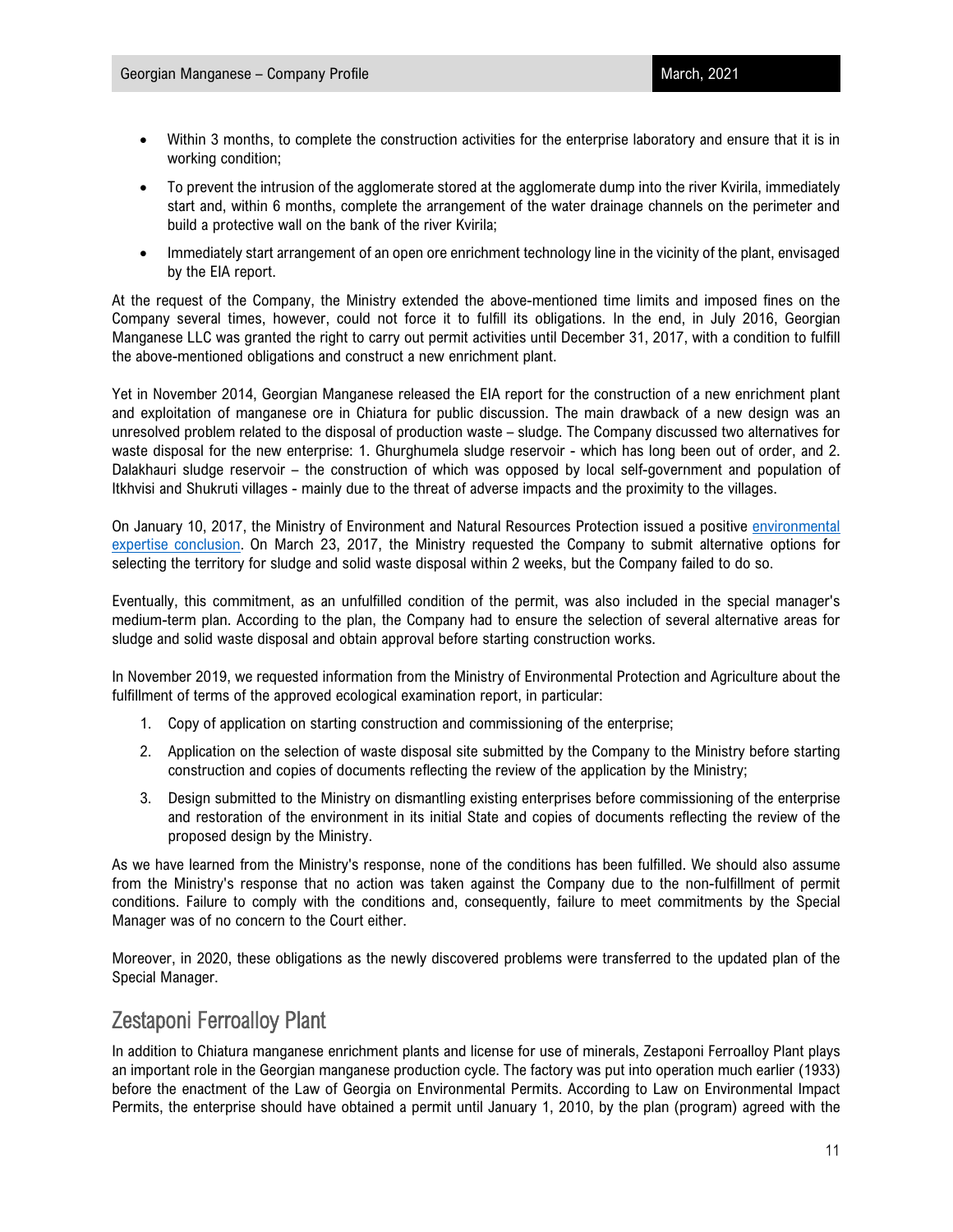- Within 3 months, to complete the construction activities for the enterprise laboratory and ensure that it is in working condition;
- To prevent the intrusion of the agglomerate stored at the agglomerate dump into the river Kvirila, immediately start and, within 6 months, complete the arrangement of the water drainage channels on the perimeter and build a protective wall on the bank of the river Kvirila;
- Immediately start arrangement of an open ore enrichment technology line in the vicinity of the plant, envisaged by the EIA report.

At the request of the Company, the Ministry extended the above-mentioned time limits and imposed fines on the Company several times, however, could not force it to fulfill its obligations. In the end, in July 2016, Georgian Manganese LLC was granted the right to carry out permit activities until December 31, 2017, with a condition to fulfill the above-mentioned obligations and construct a new enrichment plant.

Yet in November 2014, Georgian Manganese released the EIA report for the construction of a new enrichment plant and exploitation of manganese ore in Chiatura for public discussion. The main drawback of a new design was an unresolved problem related to the disposal of production waste – sludge. The Company discussed two alternatives for waste disposal for the new enterprise: 1. Ghurghumela sludge reservoir - which has long been out of order, and 2. Dalakhauri sludge reservoir – the construction of which was opposed by local self-government and population of Itkhvisi and Shukruti villages - mainly due to the threat of adverse impacts and the proximity to the villages.

On January 10, 2017, the Ministry of Environment and Natural Resources Protection issued a positive environmental expertise conclusion. On March 23, 2017, the Ministry requested the Company to submit alternative options for selecting the territory for sludge and solid waste disposal within 2 weeks, but the Company failed to do so.

Eventually, this commitment, as an unfulfilled condition of the permit, was also included in the special manager's medium-term plan. According to the plan, the Company had to ensure the selection of several alternative areas for sludge and solid waste disposal and obtain approval before starting construction works.

In November 2019, we requested information from the Ministry of Environmental Protection and Agriculture about the fulfillment of terms of the approved ecological examination report, in particular:

1. Copy of application on starting construction and commissioning of the enterprise;
2. Application on the selection of waste disposal site submitted by the Company to the Ministry before starting construction and copies of documents reflecting the review of the application by the Ministry;
3. Design submitted to the Ministry on dismantling existing enterprises before commissioning of the enterprise and restoration of the environment in its initial State and copies of documents reflecting the review of the proposed design by the Ministry.

As we have learned from the Ministry's response, none of the conditions has been fulfilled. We should also assume from the Ministry's response that no action was taken against the Company due to the non-fulfillment of permit conditions. Failure to comply with the conditions and, consequently, failure to meet commitments by the Special Manager was of no concern to the Court either.

Moreover, in 2020, these obligations as the newly discovered problems were transferred to the updated plan of the Special Manager.

## Zestaponi Ferroalloy Plant

In addition to Chiatura manganese enrichment plants and license for use of minerals, Zestaponi Ferroalloy Plant plays an important role in the Georgian manganese production cycle. The factory was put into operation much earlier (1933) before the enactment of the Law of Georgia on Environmental Permits. According to Law on Environmental Impact Permits, the enterprise should have obtained a permit until January 1, 2010, by the plan (program) agreed with the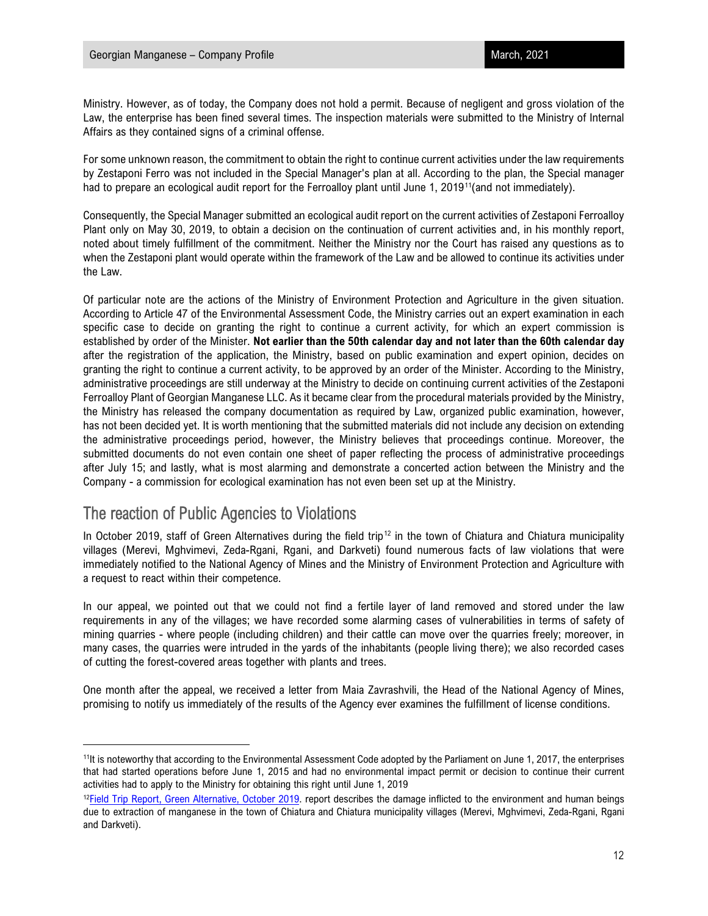Ministry. However, as of today, the Company does not hold a permit. Because of negligent and gross violation of the Law, the enterprise has been fined several times. The inspection materials were submitted to the Ministry of Internal Affairs as they contained signs of a criminal offense.

For some unknown reason, the commitment to obtain the right to continue current activities under the law requirements by Zestaponi Ferro was not included in the Special Manager's plan at all. According to the plan, the Special manager had to prepare an ecological audit report for the Ferroalloy plant until June 1, 2019[11](and not immediately).

Consequently, the Special Manager submitted an ecological audit report on the current activities of Zestaponi Ferroalloy Plant only on May 30, 2019, to obtain a decision on the continuation of current activities and, in his monthly report, noted about timely fulfillment of the commitment. Neither the Ministry nor the Court has raised any questions as to when the Zestaponi plant would operate within the framework of the Law and be allowed to continue its activities under the Law.

Of particular note are the actions of the Ministry of Environment Protection and Agriculture in the given situation. According to Article 47 of the Environmental Assessment Code, the Ministry carries out an expert examination in each specific case to decide on granting the right to continue a current activity, for which an expert commission is established by order of the Minister. **Not earlier than the 50th calendar day and not later than the 60th calendar day** after the registration of the application, the Ministry, based on public examination and expert opinion, decides on granting the right to continue a current activity, to be approved by an order of the Minister. According to the Ministry, administrative proceedings are still underway at the Ministry to decide on continuing current activities of the Zestaponi Ferroalloy Plant of Georgian Manganese LLC. As it became clear from the procedural materials provided by the Ministry, the Ministry has released the company documentation as required by Law, organized public examination, however, has not been decided yet. It is worth mentioning that the submitted materials did not include any decision on extending the administrative proceedings period, however, the Ministry believes that proceedings continue. Moreover, the submitted documents do not even contain one sheet of paper reflecting the process of administrative proceedings after July 15; and lastly, what is most alarming and demonstrate a concerted action between the Ministry and the Company - a commission for ecological examination has not even been set up at the Ministry.

## The reaction of Public Agencies to Violations

In October 2019, staff of Green Alternatives during the field trip[12] in the town of Chiatura and Chiatura municipality villages (Merevi, Mghvimevi, Zeda-Rgani, Rgani, and Darkveti) found numerous facts of law violations that were immediately notified to the National Agency of Mines and the Ministry of Environment Protection and Agriculture with a request to react within their competence.

In our appeal, we pointed out that we could not find a fertile layer of land removed and stored under the law requirements in any of the villages; we have recorded some alarming cases of vulnerabilities in terms of safety of mining quarries - where people (including children) and their cattle can move over the quarries freely; moreover, in many cases, the quarries were intruded in the yards of the inhabitants (people living there); we also recorded cases of cutting the forest-covered areas together with plants and trees.

One month after the appeal, we received a letter from Maia Zavrashvili, the Head of the National Agency of Mines, promising to notify us immediately of the results of the Agency ever examines the fulfillment of license conditions.

---

[11]It is noteworthy that according to the Environmental Assessment Code adopted by the Parliament on June 1, 2017, the enterprises that had started operations before June 1, 2015 and had no environmental impact permit or decision to continue their current activities had to apply to the Ministry for obtaining this right until June 1, 2019

[12]Field Trip Report, Green Alternative, October 2019. report describes the damage inflicted to the environment and human beings due to extraction of manganese in the town of Chiatura and Chiatura municipality villages (Merevi, Mghvimevi, Zeda-Rgani, Rgani and Darkveti).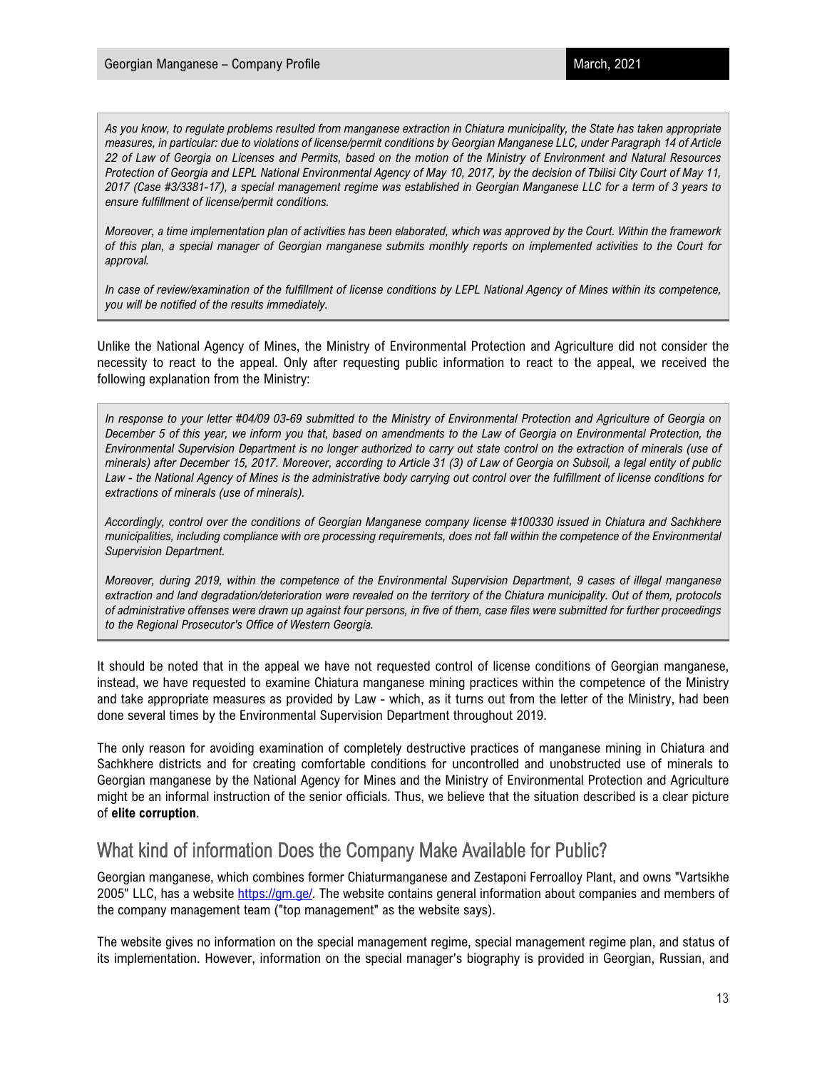*As you know, to regulate problems resulted from manganese extraction in Chiatura municipality, the State has taken appropriate measures, in particular: due to violations of license/permit conditions by Georgian Manganese LLC, under Paragraph 14 of Article 22 of Law of Georgia on Licenses and Permits, based on the motion of the Ministry of Environment and Natural Resources Protection of Georgia and LEPL National Environmental Agency of May 10, 2017, by the decision of Tbilisi City Court of May 11, 2017 (Case #3/3381-17), a special management regime was established in Georgian Manganese LLC for a term of 3 years to ensure fulfillment of license/permit conditions.*

*Moreover, a time implementation plan of activities has been elaborated, which was approved by the Court. Within the framework of this plan, a special manager of Georgian manganese submits monthly reports on implemented activities to the Court for approval.*

*In case of review/examination of the fulfillment of license conditions by LEPL National Agency of Mines within its competence, you will be notified of the results immediately.*

Unlike the National Agency of Mines, the Ministry of Environmental Protection and Agriculture did not consider the necessity to react to the appeal. Only after requesting public information to react to the appeal, we received the following explanation from the Ministry:

*In response to your letter #04/09 03-69 submitted to the Ministry of Environmental Protection and Agriculture of Georgia on December 5 of this year, we inform you that, based on amendments to the Law of Georgia on Environmental Protection, the Environmental Supervision Department is no longer authorized to carry out state control on the extraction of minerals (use of minerals) after December 15, 2017. Moreover, according to Article 31 (3) of Law of Georgia on Subsoil, a legal entity of public Law - the National Agency of Mines is the administrative body carrying out control over the fulfillment of license conditions for extractions of minerals (use of minerals).*

*Accordingly, control over the conditions of Georgian Manganese company license #100330 issued in Chiatura and Sachkhere municipalities, including compliance with ore processing requirements, does not fall within the competence of the Environmental Supervision Department.*

*Moreover, during 2019, within the competence of the Environmental Supervision Department, 9 cases of illegal manganese extraction and land degradation/deterioration were revealed on the territory of the Chiatura municipality. Out of them, protocols of administrative offenses were drawn up against four persons, in five of them, case files were submitted for further proceedings to the Regional Prosecutor's Office of Western Georgia.*

It should be noted that in the appeal we have not requested control of license conditions of Georgian manganese, instead, we have requested to examine Chiatura manganese mining practices within the competence of the Ministry and take appropriate measures as provided by Law - which, as it turns out from the letter of the Ministry, had been done several times by the Environmental Supervision Department throughout 2019.

The only reason for avoiding examination of completely destructive practices of manganese mining in Chiatura and Sachkhere districts and for creating comfortable conditions for uncontrolled and unobstructed use of minerals to Georgian manganese by the National Agency for Mines and the Ministry of Environmental Protection and Agriculture might be an informal instruction of the senior officials. Thus, we believe that the situation described is a clear picture of **elite corruption**.

## What kind of information Does the Company Make Available for Public?

Georgian manganese, which combines former Chiaturmanganese and Zestaponi Ferroalloy Plant, and owns "Vartsikhe 2005" LLC, has a website [https://gm.ge/](https://gm.ge/). The website contains general information about companies and members of the company management team ("top management" as the website says).

The website gives no information on the special management regime, special management regime plan, and status of its implementation. However, information on the special manager's biography is provided in Georgian, Russian, and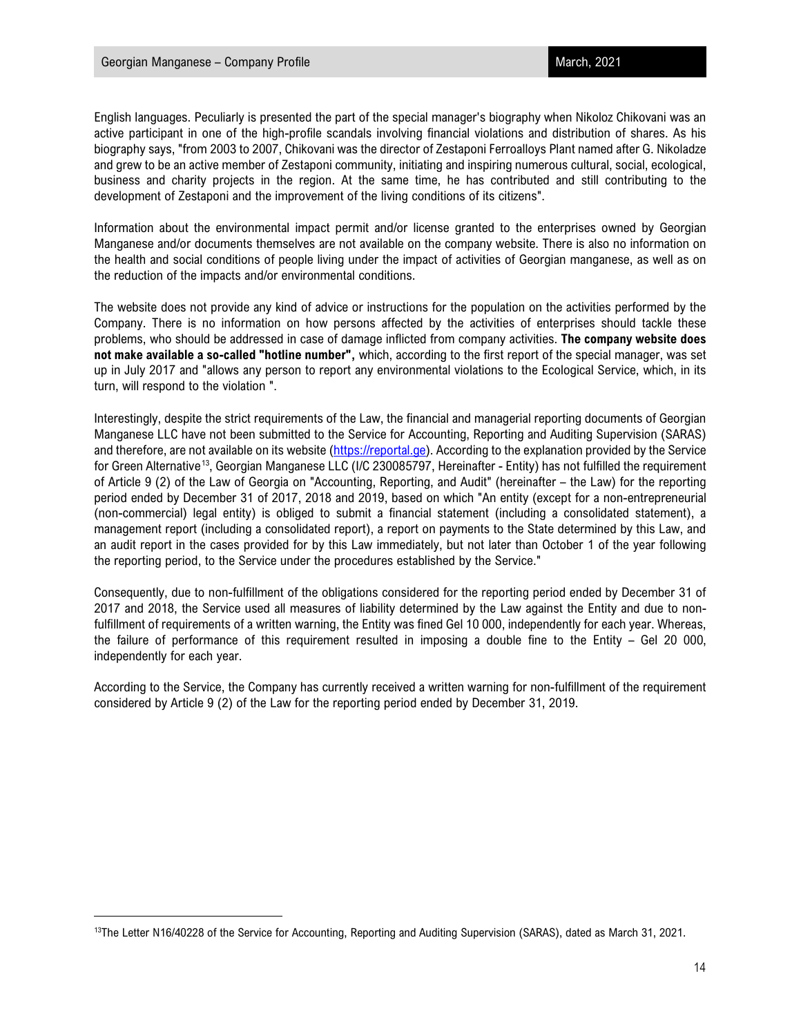English languages. Peculiarly is presented the part of the special manager's biography when Nikoloz Chikovani was an active participant in one of the high-profile scandals involving financial violations and distribution of shares. As his biography says, "from 2003 to 2007, Chikovani was the director of Zestaponi Ferroalloys Plant named after G. Nikoladze and grew to be an active member of Zestaponi community, initiating and inspiring numerous cultural, social, ecological, business and charity projects in the region. At the same time, he has contributed and still contributing to the development of Zestaponi and the improvement of the living conditions of its citizens".

Information about the environmental impact permit and/or license granted to the enterprises owned by Georgian Manganese and/or documents themselves are not available on the company website. There is also no information on the health and social conditions of people living under the impact of activities of Georgian manganese, as well as on the reduction of the impacts and/or environmental conditions.

The website does not provide any kind of advice or instructions for the population on the activities performed by the Company. There is no information on how persons affected by the activities of enterprises should tackle these problems, who should be addressed in case of damage inflicted from company activities. **The company website does not make available a so-called "hotline number",** which, according to the first report of the special manager, was set up in July 2017 and "allows any person to report any environmental violations to the Ecological Service, which, in its turn, will respond to the violation ".

Interestingly, despite the strict requirements of the Law, the financial and managerial reporting documents of Georgian Manganese LLC have not been submitted to the Service for Accounting, Reporting and Auditing Supervision (SARAS) and therefore, are not available on its website (https://reportal.ge). According to the explanation provided by the Service for Green Alternative[13], Georgian Manganese LLC (I/C 230085797, Hereinafter - Entity) has not fulfilled the requirement of Article 9 (2) of the Law of Georgia on "Accounting, Reporting, and Audit" (hereinafter – the Law) for the reporting period ended by December 31 of 2017, 2018 and 2019, based on which "An entity (except for a non-entrepreneurial (non-commercial) legal entity) is obliged to submit a financial statement (including a consolidated statement), a management report (including a consolidated report), a report on payments to the State determined by this Law, and an audit report in the cases provided for by this Law immediately, but not later than October 1 of the year following the reporting period, to the Service under the procedures established by the Service."

Consequently, due to non-fulfillment of the obligations considered for the reporting period ended by December 31 of 2017 and 2018, the Service used all measures of liability determined by the Law against the Entity and due to non-fulfillment of requirements of a written warning, the Entity was fined Gel 10 000, independently for each year. Whereas, the failure of performance of this requirement resulted in imposing a double fine to the Entity – Gel 20 000, independently for each year.

According to the Service, the Company has currently received a written warning for non-fulfillment of the requirement considered by Article 9 (2) of the Law for the reporting period ended by December 31, 2019.

---

[13] The Letter N16/40228 of the Service for Accounting, Reporting and Auditing Supervision (SARAS), dated as March 31, 2021.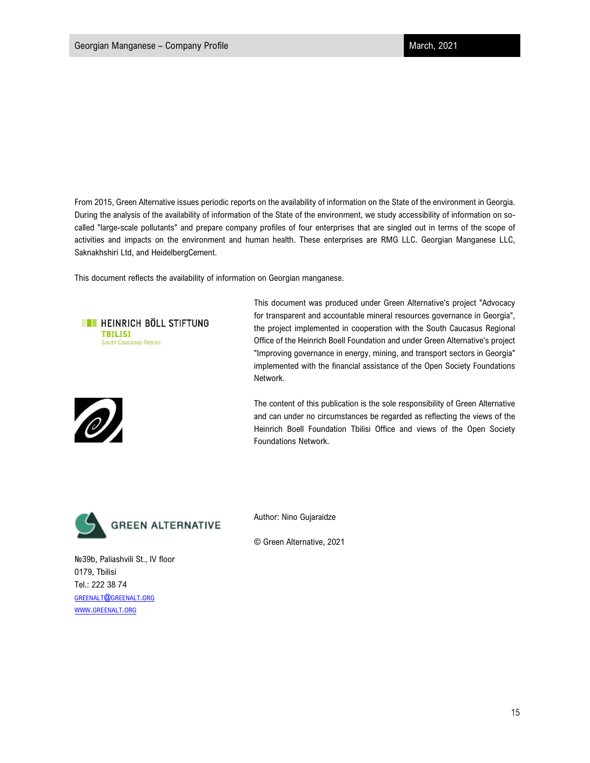From 2015, Green Alternative issues periodic reports on the availability of information on the State of the environment in Georgia. During the analysis of the availability of information of the State of the environment, we study accessibility of information on so-called "large-scale pollutants" and prepare company profiles of four enterprises that are singled out in terms of the scope of activities and impacts on the environment and human health. These enterprises are RMG LLC. Georgian Manganese LLC, Saknakhshiri Ltd, and HeidelbergCement.

This document reflects the availability of information on Georgian manganese.

HEINRICH BÖLL STIFTUNG
TBILISI
South Caucasus Region

This document was produced under Green Alternative's project "Advocacy for transparent and accountable mineral resources governance in Georgia", the project implemented in cooperation with the South Caucasus Regional Office of the Heinrich Boell Foundation and under Green Alternative's project "Improving governance in energy, mining, and transport sectors in Georgia" implemented with the financial assistance of the Open Society Foundations Network.

The content of this publication is the sole responsibility of Green Alternative and can under no circumstances be regarded as reflecting the views of the Heinrich Boell Foundation Tbilisi Office and views of the Open Society Foundations Network.

GREEN ALTERNATIVE

№39b, Paliashvili St., IV floor
0179, Tbilisi
Tel.: 222 38 74
GREENALT@GREENALT.ORG
WWW.GREENALT.ORG

Author: Nino Gujaraidze

© Green Alternative, 2021